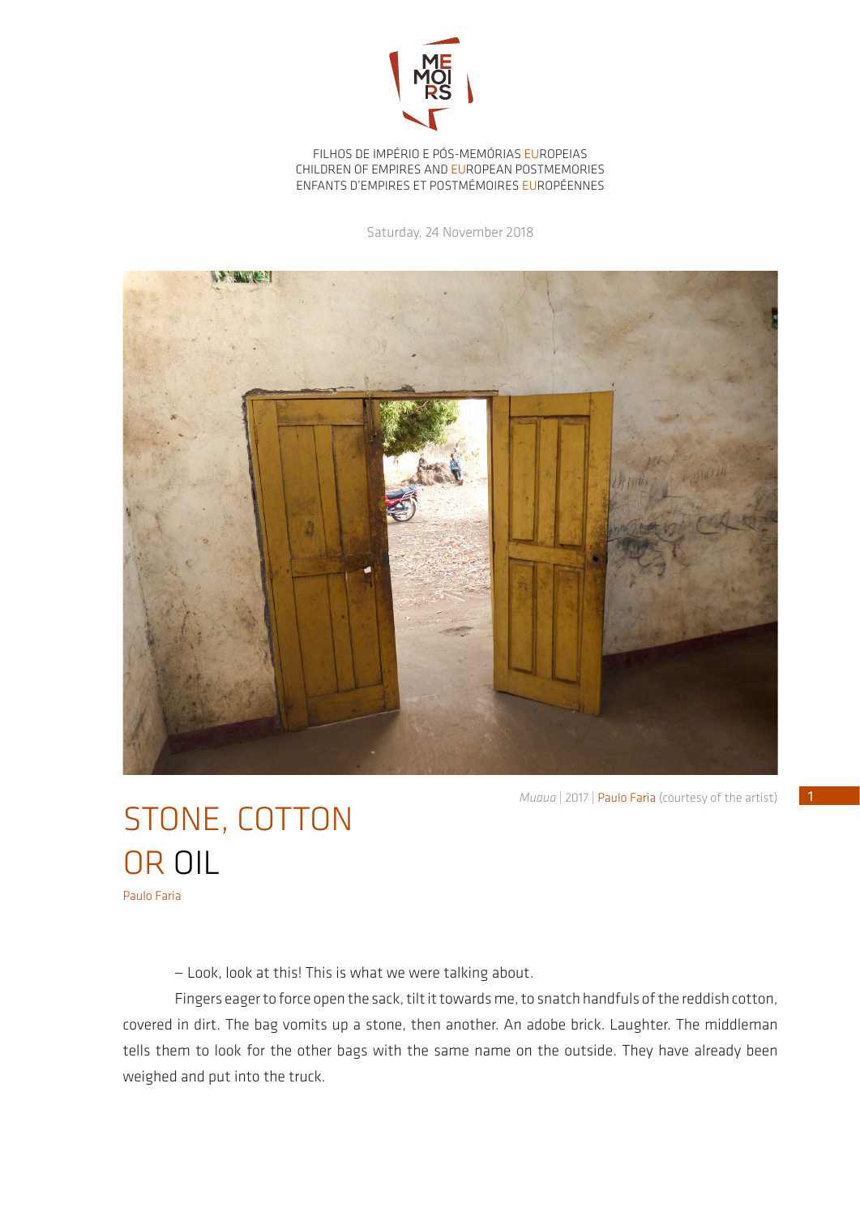FILHOS DE IMPÉRIO E PÓS-MEMÓRIAS EUROPEIAS
CHILDREN OF EMPIRES AND EUROPEAN POSTMEMORIES
ENFANTS D'EMPIRES ET POSTMÉMOIRES EUROPÉENNES

Saturday, 24 November 2018

*Muaua* | 2017 | Paulo Faria (courtesy of the artist)

# STONE, COTTON OR OIL

Paulo Faria

– Look, look at this! This is what we were talking about.

Fingers eager to force open the sack, tilt it towards me, to snatch handfuls of the reddish cotton, covered in dirt. The bag vomits up a stone, then another. An adobe brick. Laughter. The middleman tells them to look for the other bags with the same name on the outside. They have already been weighed and put into the truck.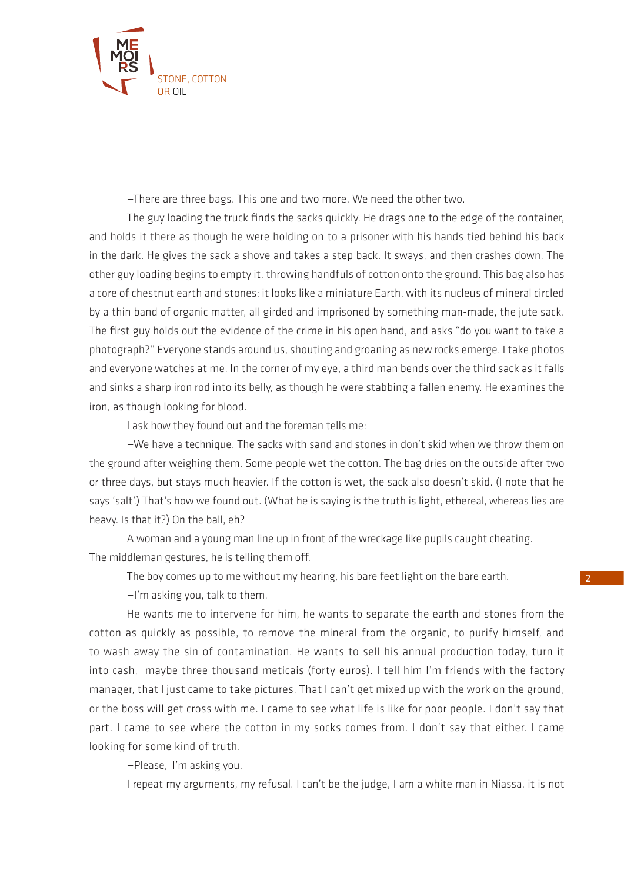–There are three bags. This one and two more. We need the other two.

The guy loading the truck finds the sacks quickly. He drags one to the edge of the container, and holds it there as though he were holding on to a prisoner with his hands tied behind his back in the dark. He gives the sack a shove and takes a step back. It sways, and then crashes down. The other guy loading begins to empty it, throwing handfuls of cotton onto the ground. This bag also has a core of chestnut earth and stones; it looks like a miniature Earth, with its nucleus of mineral circled by a thin band of organic matter, all girded and imprisoned by something man-made, the jute sack. The first guy holds out the evidence of the crime in his open hand, and asks "do you want to take a photograph?" Everyone stands around us, shouting and groaning as new rocks emerge. I take photos and everyone watches at me. In the corner of my eye, a third man bends over the third sack as it falls and sinks a sharp iron rod into its belly, as though he were stabbing a fallen enemy. He examines the iron, as though looking for blood.

I ask how they found out and the foreman tells me:

–We have a technique. The sacks with sand and stones in don't skid when we throw them on the ground after weighing them. Some people wet the cotton. The bag dries on the outside after two or three days, but stays much heavier. If the cotton is wet, the sack also doesn't skid. (I note that he says 'salt'.) That's how we found out. (What he is saying is the truth is light, ethereal, whereas lies are heavy. Is that it?) On the ball, eh?

A woman and a young man line up in front of the wreckage like pupils caught cheating. The middleman gestures, he is telling them off.

The boy comes up to me without my hearing, his bare feet light on the bare earth.

–I'm asking you, talk to them.

He wants me to intervene for him, he wants to separate the earth and stones from the cotton as quickly as possible, to remove the mineral from the organic, to purify himself, and to wash away the sin of contamination. He wants to sell his annual production today, turn it into cash, maybe three thousand meticais (forty euros). I tell him I'm friends with the factory manager, that I just came to take pictures. That I can't get mixed up with the work on the ground, or the boss will get cross with me. I came to see what life is like for poor people. I don't say that part. I came to see where the cotton in my socks comes from. I don't say that either. I came looking for some kind of truth.

–Please, I'm asking you.

I repeat my arguments, my refusal. I can't be the judge, I am a white man in Niassa, it is not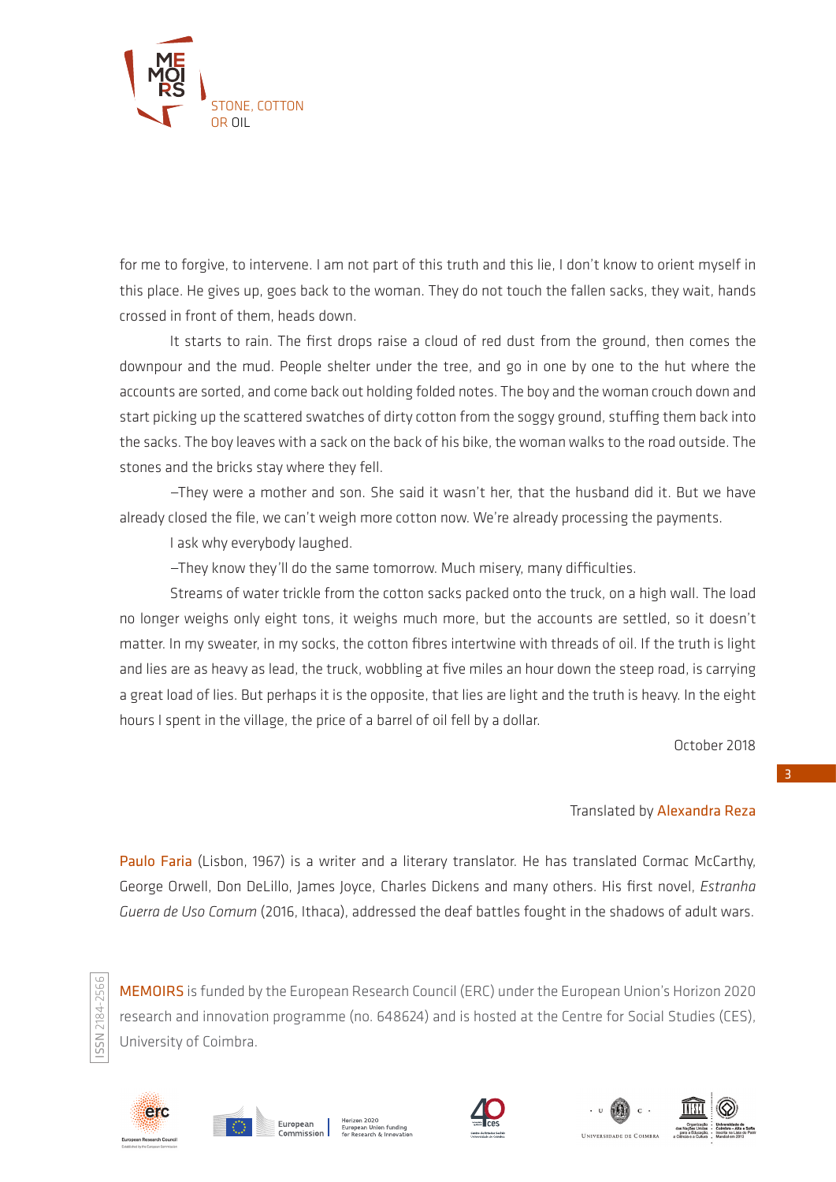for me to forgive, to intervene. I am not part of this truth and this lie, I don't know to orient myself in this place. He gives up, goes back to the woman. They do not touch the fallen sacks, they wait, hands crossed in front of them, heads down.

It starts to rain. The first drops raise a cloud of red dust from the ground, then comes the downpour and the mud. People shelter under the tree, and go in one by one to the hut where the accounts are sorted, and come back out holding folded notes. The boy and the woman crouch down and start picking up the scattered swatches of dirty cotton from the soggy ground, stuffing them back into the sacks. The boy leaves with a sack on the back of his bike, the woman walks to the road outside. The stones and the bricks stay where they fell.

–They were a mother and son. She said it wasn't her, that the husband did it. But we have already closed the file, we can't weigh more cotton now. We're already processing the payments.

I ask why everybody laughed.

–They know they'll do the same tomorrow. Much misery, many difficulties.

Streams of water trickle from the cotton sacks packed onto the truck, on a high wall. The load no longer weighs only eight tons, it weighs much more, but the accounts are settled, so it doesn't matter. In my sweater, in my socks, the cotton fibres intertwine with threads of oil. If the truth is light and lies are as heavy as lead, the truck, wobbling at five miles an hour down the steep road, is carrying a great load of lies. But perhaps it is the opposite, that lies are light and the truth is heavy. In the eight hours I spent in the village, the price of a barrel of oil fell by a dollar.

October 2018

Translated by Alexandra Reza

Paulo Faria (Lisbon, 1967) is a writer and a literary translator. He has translated Cormac McCarthy, George Orwell, Don DeLillo, James Joyce, Charles Dickens and many others. His first novel, *Estranha Guerra de Uso Comum* (2016, Ithaca), addressed the deaf battles fought in the shadows of adult wars.

MEMOIRS is funded by the European Research Council (ERC) under the European Union's Horizon 2020 research and innovation programme (no. 648624) and is hosted at the Centre for Social Studies (CES), University of Coimbra.